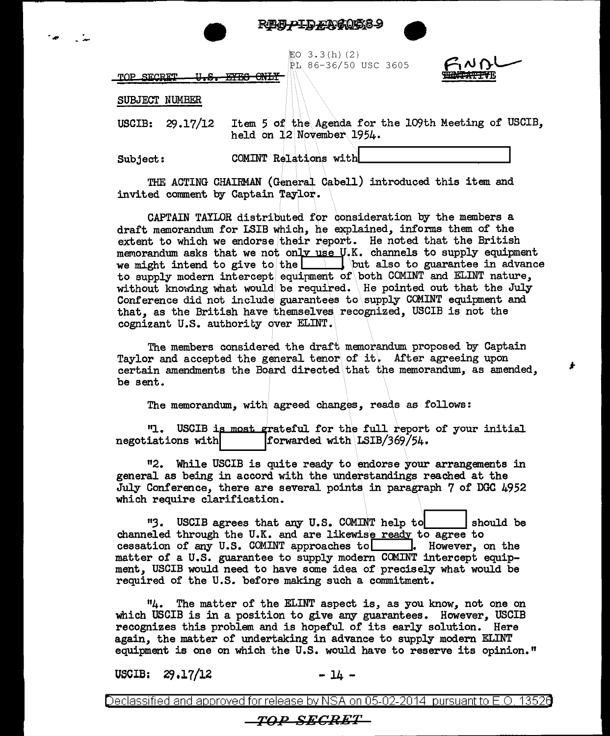REF ID:A60589

EO 3.3(h)(2)
PL 86-36/50 USC 3605

TOP SECRET ~~U.S. EYES ONLY~~

FINAL
~~TENTATIVE~~

SUBJECT NUMBER

USCIB: 29.17/12 Item 5 of the Agenda for the 109th Meeting of USCIB, held on 12 November 1954.

Subject: COMINT Relations with [ ]

THE ACTING CHAIRMAN (General Cabell) introduced this item and invited comment by Captain Taylor.

CAPTAIN TAYLOR distributed for consideration by the members a draft memorandum for LSIB which, he explained, informs them of the extent to which we endorse their report. He noted that the British memorandum asks that we not only use U.K. channels to supply equipment we might intend to give to the [ ] but also to guarantee in advance to supply modern intercept equipment of both COMINT and ELINT nature, without knowing what would be required. He pointed out that the July Conference did not include guarantees to supply COMINT equipment and that, as the British have themselves recognized, USCIB is not the cognizant U.S. authority over ELINT.

The members considered the draft memorandum proposed by Captain Taylor and accepted the general tenor of it. After agreeing upon certain amendments the Board directed that the memorandum, as amended, be sent.

The memorandum, with agreed changes, reads as follows:

"1. USCIB is most grateful for the full report of your initial negotiations with [ ] forwarded with LSIB/369/54.

"2. While USCIB is quite ready to endorse your arrangements in general as being in accord with the understandings reached at the July Conference, there are several points in paragraph 7 of DGC 4952 which require clarification.

"3. USCIB agrees that any U.S. COMINT help to [ ] should be channeled through the U.K. and are likewise ready to agree to cessation of any U.S. COMINT approaches to [ ]. However, on the matter of a U.S. guarantee to supply modern COMINT intercept equipment, USCIB would need to have some idea of precisely what would be required of the U.S. before making such a commitment.

"4. The matter of the ELINT aspect is, as you know, not one on which USCIB is in a position to give any guarantees. However, USCIB recognizes this problem and is hopeful of its early solution. Here again, the matter of undertaking in advance to supply modern ELINT equipment is one on which the U.S. would have to reserve its opinion."

USCIB: 29.17/12

Declassified and approved for release by NSA on 05-02-2014 pursuant to E.O. 13526

TOP SECRET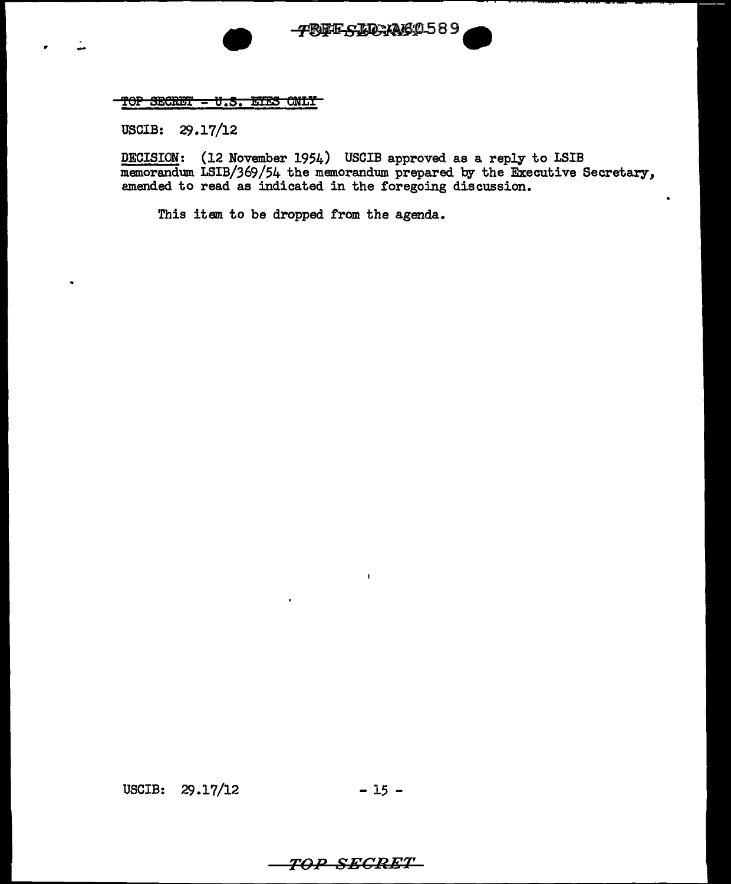TOP SECRET - U.S. EYES ONLY

USCIB: 29.17/12

DECISION: (12 November 1954) USCIB approved as a reply to LSIB memorandum LSIB/369/54 the memorandum prepared by the Executive Secretary, amended to read as indicated in the foregoing discussion.

This item to be dropped from the agenda.

USCIB: 29.17/12

TOP SECRET